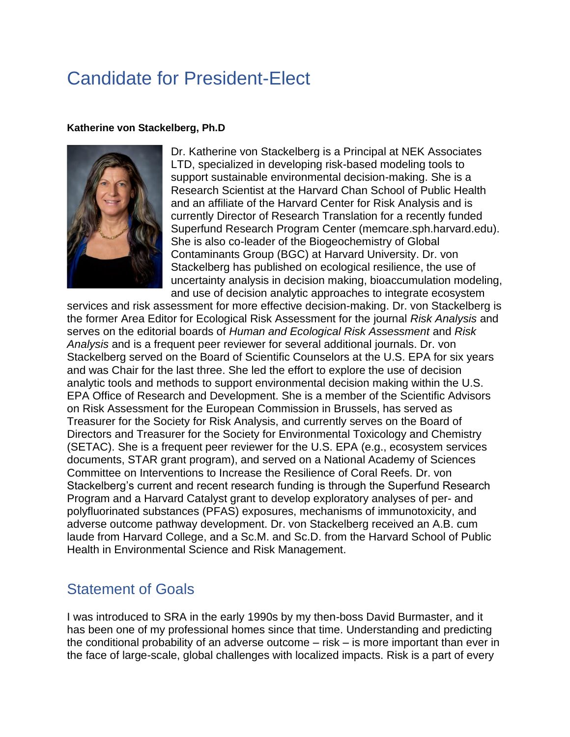# Candidate for President-Elect

**Katherine von Stackelberg, Ph.D**

Dr. Katherine von Stackelberg is a Principal at NEK Associates LTD, specialized in developing risk-based modeling tools to support sustainable environmental decision-making. She is a Research Scientist at the Harvard Chan School of Public Health and an affiliate of the Harvard Center for Risk Analysis and is currently Director of Research Translation for a recently funded Superfund Research Program Center (memcare.sph.harvard.edu). She is also co-leader of the Biogeochemistry of Global Contaminants Group (BGC) at Harvard University. Dr. von Stackelberg has published on ecological resilience, the use of uncertainty analysis in decision making, bioaccumulation modeling, and use of decision analytic approaches to integrate ecosystem services and risk assessment for more effective decision-making. Dr. von Stackelberg is the former Area Editor for Ecological Risk Assessment for the journal *Risk Analysis* and serves on the editorial boards of *Human and Ecological Risk Assessment* and *Risk Analysis* and is a frequent peer reviewer for several additional journals. Dr. von Stackelberg served on the Board of Scientific Counselors at the U.S. EPA for six years and was Chair for the last three. She led the effort to explore the use of decision analytic tools and methods to support environmental decision making within the U.S. EPA Office of Research and Development. She is a member of the Scientific Advisors on Risk Assessment for the European Commission in Brussels, has served as Treasurer for the Society for Risk Analysis, and currently serves on the Board of Directors and Treasurer for the Society for Environmental Toxicology and Chemistry (SETAC). She is a frequent peer reviewer for the U.S. EPA (e.g., ecosystem services documents, STAR grant program), and served on a National Academy of Sciences Committee on Interventions to Increase the Resilience of Coral Reefs. Dr. von Stackelberg's current and recent research funding is through the Superfund Research Program and a Harvard Catalyst grant to develop exploratory analyses of per- and polyfluorinated substances (PFAS) exposures, mechanisms of immunotoxicity, and adverse outcome pathway development. Dr. von Stackelberg received an A.B. cum laude from Harvard College, and a Sc.M. and Sc.D. from the Harvard School of Public Health in Environmental Science and Risk Management.

## Statement of Goals

I was introduced to SRA in the early 1990s by my then-boss David Burmaster, and it has been one of my professional homes since that time. Understanding and predicting the conditional probability of an adverse outcome – risk – is more important than ever in the face of large-scale, global challenges with localized impacts. Risk is a part of every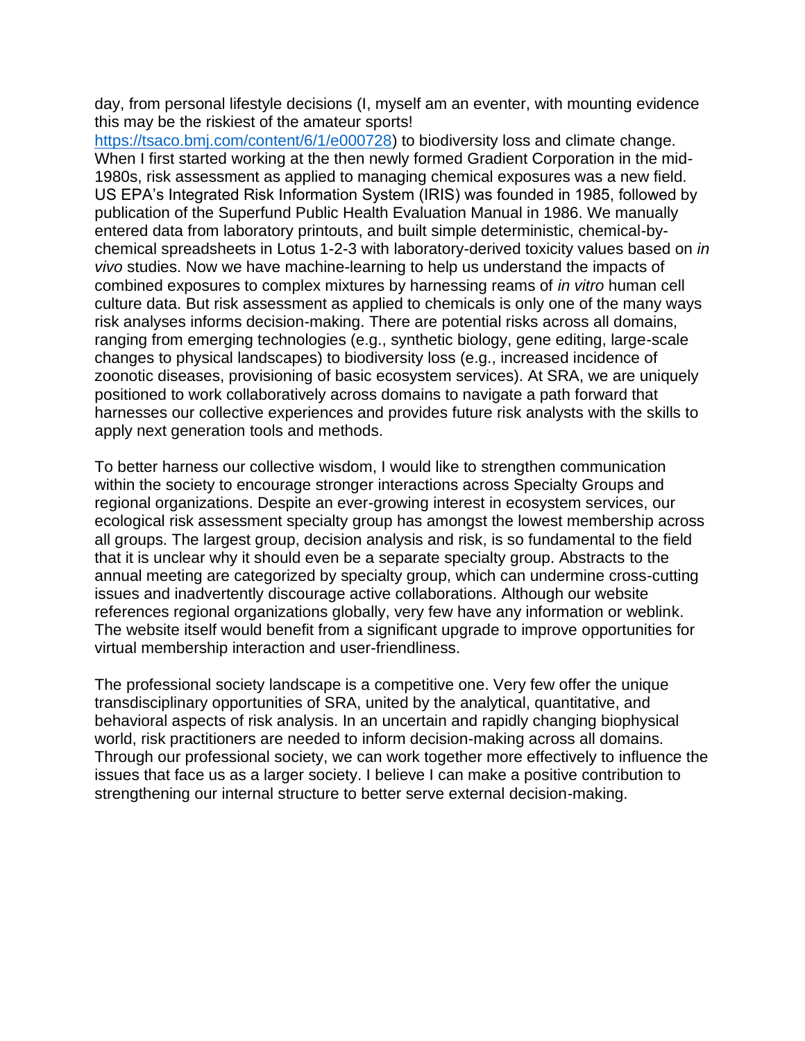day, from personal lifestyle decisions (I, myself am an eventer, with mounting evidence this may be the riskiest of the amateur sports! https://tsaco.bmj.com/content/6/1/e000728) to biodiversity loss and climate change. When I first started working at the then newly formed Gradient Corporation in the mid-1980s, risk assessment as applied to managing chemical exposures was a new field. US EPA's Integrated Risk Information System (IRIS) was founded in 1985, followed by publication of the Superfund Public Health Evaluation Manual in 1986. We manually entered data from laboratory printouts, and built simple deterministic, chemical-by-chemical spreadsheets in Lotus 1-2-3 with laboratory-derived toxicity values based on *in vivo* studies. Now we have machine-learning to help us understand the impacts of combined exposures to complex mixtures by harnessing reams of *in vitro* human cell culture data. But risk assessment as applied to chemicals is only one of the many ways risk analyses informs decision-making. There are potential risks across all domains, ranging from emerging technologies (e.g., synthetic biology, gene editing, large-scale changes to physical landscapes) to biodiversity loss (e.g., increased incidence of zoonotic diseases, provisioning of basic ecosystem services). At SRA, we are uniquely positioned to work collaboratively across domains to navigate a path forward that harnesses our collective experiences and provides future risk analysts with the skills to apply next generation tools and methods.

To better harness our collective wisdom, I would like to strengthen communication within the society to encourage stronger interactions across Specialty Groups and regional organizations. Despite an ever-growing interest in ecosystem services, our ecological risk assessment specialty group has amongst the lowest membership across all groups. The largest group, decision analysis and risk, is so fundamental to the field that it is unclear why it should even be a separate specialty group. Abstracts to the annual meeting are categorized by specialty group, which can undermine cross-cutting issues and inadvertently discourage active collaborations. Although our website references regional organizations globally, very few have any information or weblink. The website itself would benefit from a significant upgrade to improve opportunities for virtual membership interaction and user-friendliness.

The professional society landscape is a competitive one. Very few offer the unique transdisciplinary opportunities of SRA, united by the analytical, quantitative, and behavioral aspects of risk analysis. In an uncertain and rapidly changing biophysical world, risk practitioners are needed to inform decision-making across all domains. Through our professional society, we can work together more effectively to influence the issues that face us as a larger society. I believe I can make a positive contribution to strengthening our internal structure to better serve external decision-making.